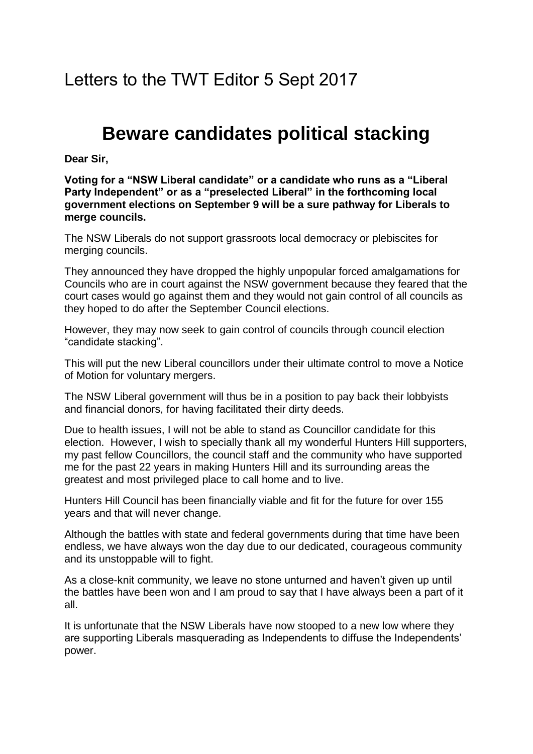# Letters to the TWT Editor 5 Sept 2017

## Beware candidates political stacking

**Dear Sir,**

**Voting for a “NSW Liberal candidate” or a candidate who runs as a “Liberal Party Independent” or as a “preselected Liberal” in the forthcoming local government elections on September 9 will be a sure pathway for Liberals to merge councils.**

The NSW Liberals do not support grassroots local democracy or plebiscites for merging councils.

They announced they have dropped the highly unpopular forced amalgamations for Councils who are in court against the NSW government because they feared that the court cases would go against them and they would not gain control of all councils as they hoped to do after the September Council elections.

However, they may now seek to gain control of councils through council election “candidate stacking”.

This will put the new Liberal councillors under their ultimate control to move a Notice of Motion for voluntary mergers.

The NSW Liberal government will thus be in a position to pay back their lobbyists and financial donors, for having facilitated their dirty deeds.

Due to health issues, I will not be able to stand as Councillor candidate for this election. However, I wish to specially thank all my wonderful Hunters Hill supporters, my past fellow Councillors, the council staff and the community who have supported me for the past 22 years in making Hunters Hill and its surrounding areas the greatest and most privileged place to call home and to live.

Hunters Hill Council has been financially viable and fit for the future for over 155 years and that will never change.

Although the battles with state and federal governments during that time have been endless, we have always won the day due to our dedicated, courageous community and its unstoppable will to fight.

As a close-knit community, we leave no stone unturned and haven’t given up until the battles have been won and I am proud to say that I have always been a part of it all.

It is unfortunate that the NSW Liberals have now stooped to a new low where they are supporting Liberals masquerading as Independents to diffuse the Independents’ power.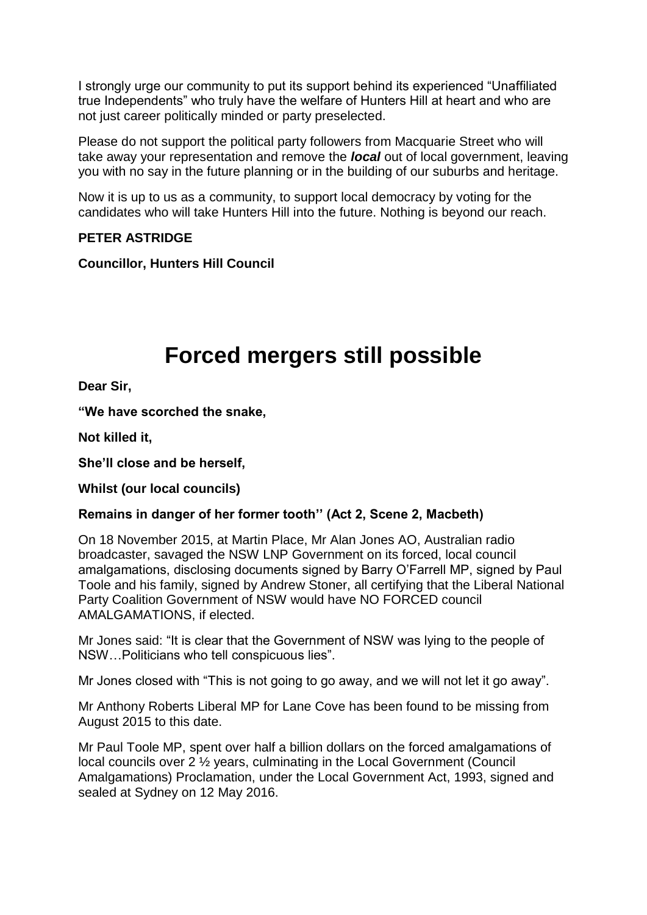I strongly urge our community to put its support behind its experienced “Unaffiliated true Independents” who truly have the welfare of Hunters Hill at heart and who are not just career politically minded or party preselected.

Please do not support the political party followers from Macquarie Street who will take away your representation and remove the ***local*** out of local government, leaving you with no say in the future planning or in the building of our suburbs and heritage.

Now it is up to us as a community, to support local democracy by voting for the candidates who will take Hunters Hill into the future. Nothing is beyond our reach.

**PETER ASTRIDGE**

**Councillor, Hunters Hill Council**

# Forced mergers still possible

**Dear Sir,**

**“We have scorched the snake,**

**Not killed it,**

**She’ll close and be herself,**

**Whilst (our local councils)**

**Remains in danger of her former tooth’’ (Act 2, Scene 2, Macbeth)**

On 18 November 2015, at Martin Place, Mr Alan Jones AO, Australian radio broadcaster, savaged the NSW LNP Government on its forced, local council amalgamations, disclosing documents signed by Barry O’Farrell MP, signed by Paul Toole and his family, signed by Andrew Stoner, all certifying that the Liberal National Party Coalition Government of NSW would have NO FORCED council AMALGAMATIONS, if elected.

Mr Jones said: “It is clear that the Government of NSW was lying to the people of NSW…Politicians who tell conspicuous lies”.

Mr Jones closed with “This is not going to go away, and we will not let it go away”.

Mr Anthony Roberts Liberal MP for Lane Cove has been found to be missing from August 2015 to this date.

Mr Paul Toole MP, spent over half a billion dollars on the forced amalgamations of local councils over 2 ½ years, culminating in the Local Government (Council Amalgamations) Proclamation, under the Local Government Act, 1993, signed and sealed at Sydney on 12 May 2016.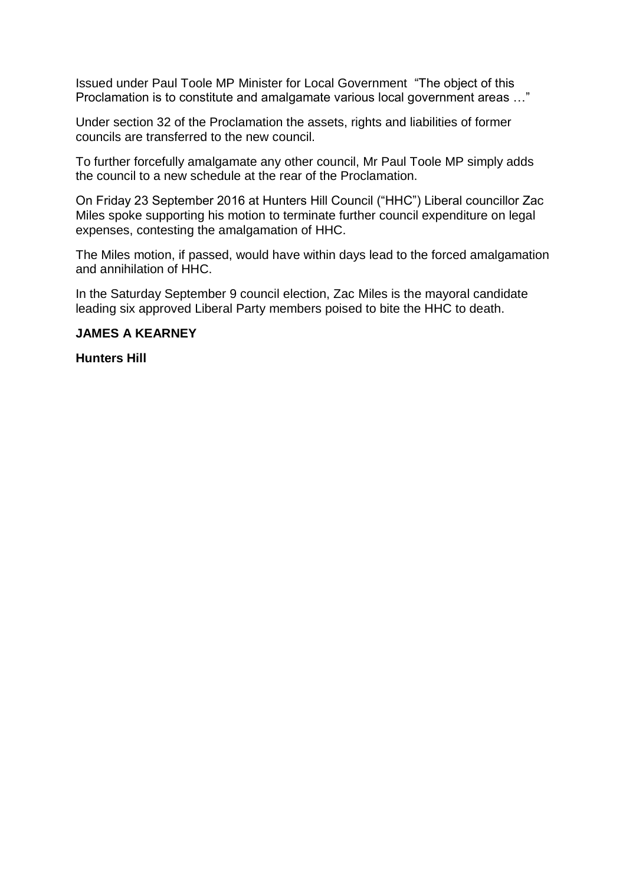Issued under Paul Toole MP Minister for Local Government "The object of this Proclamation is to constitute and amalgamate various local government areas …"

Under section 32 of the Proclamation the assets, rights and liabilities of former councils are transferred to the new council.

To further forcefully amalgamate any other council, Mr Paul Toole MP simply adds the council to a new schedule at the rear of the Proclamation.

On Friday 23 September 2016 at Hunters Hill Council ("HHC") Liberal councillor Zac Miles spoke supporting his motion to terminate further council expenditure on legal expenses, contesting the amalgamation of HHC.

The Miles motion, if passed, would have within days lead to the forced amalgamation and annihilation of HHC.

In the Saturday September 9 council election, Zac Miles is the mayoral candidate leading six approved Liberal Party members poised to bite the HHC to death.

**JAMES A KEARNEY**

**Hunters Hill**